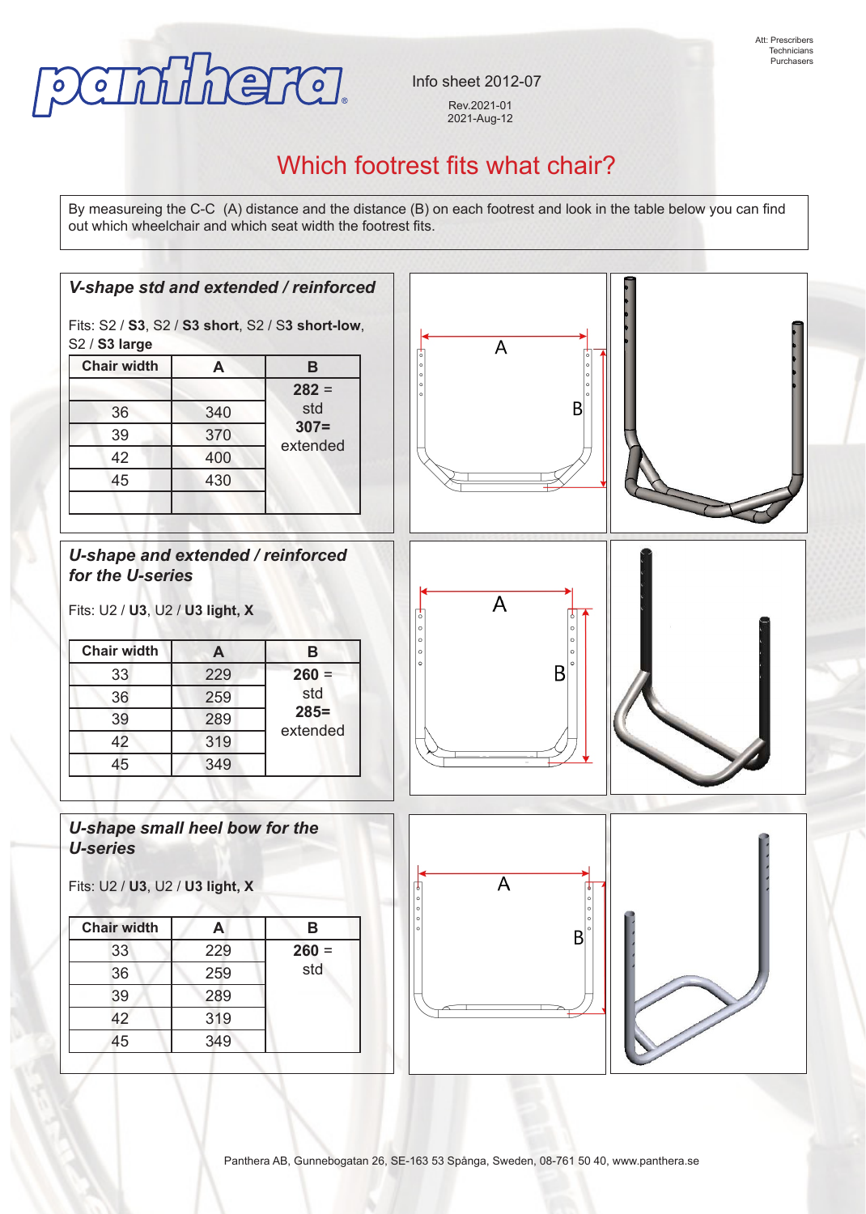panthera

Att: Prescribers
Technicians
Purchasers

Info sheet 2012-07

Rev.2021-01
2021-Aug-12

# Which footrest fits what chair?

By measureing the C-C (A) distance and the distance (B) on each footrest and look in the table below you can find out which wheelchair and which seat width the footrest fits.

## *V-shape std and extended / reinforced*

Fits: S2 / **S3**, S2 / **S3 short**, S2 / S3 **short-low**, S2 / **S3 large**

| Chair width | A | B |
|---|---|---|
| | | **282** = std **307**= extended |
| 36 | 340 | |
| 39 | 370 | |
| 42 | 400 | |
| 45 | 430 | |
| | | |

## *U-shape and extended / reinforced for the U-series*

Fits: U2 / **U3**, U2 / **U3 light, X**

| Chair width | A | B |
|---|---|---|
| 33 | 229 | **260** = std **285**= extended |
| 36 | 259 | |
| 39 | 289 | |
| 42 | 319 | |
| 45 | 349 | |

## *U-shape small heel bow for the U-series*

Fits: U2 / **U3**, U2 / **U3 light, X**

| Chair width | A | B |
|---|---|---|
| 33 | 229 | **260** = std |
| 36 | 259 | |
| 39 | 289 | |
| 42 | 319 | |
| 45 | 349 | |

Panthera AB, Gunnebogatan 26, SE-163 53 Spånga, Sweden, 08-761 50 40, www.panthera.se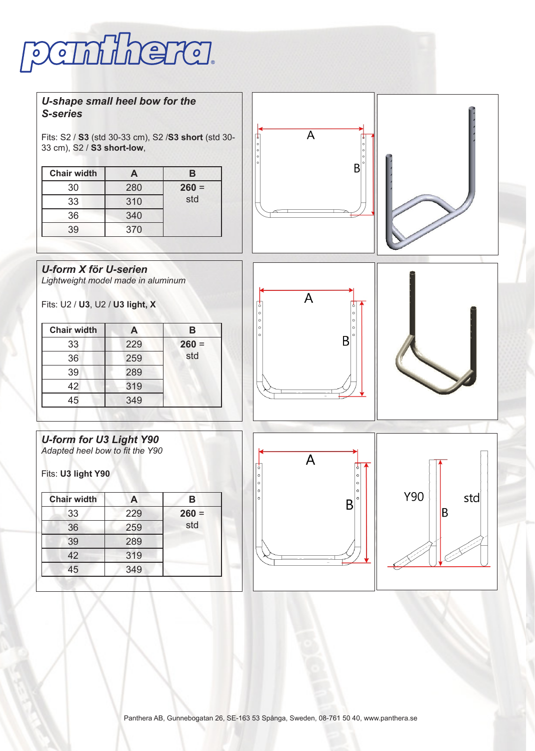## *U-shape small heel bow for the S-series*

Fits: S2 / **S3** (std 30-33 cm), S2 /**S3 short** (std 30-33 cm), S2 / **S3 short-low**,

| Chair width | A | B |
|---|---|---|
| 30 | 280 | **260** = std |
| 33 | 310 | |
| 36 | 340 | |
| 39 | 370 | |

A

B

## *U-form X för U-serien*

*Lightweight model made in aluminum*

Fits: U2 / **U3**, U2 / **U3 light, X**

| Chair width | A | B |
|---|---|---|
| 33 | 229 | **260** = std |
| 36 | 259 | |
| 39 | 289 | |
| 42 | 319 | |
| 45 | 349 | |

A

B

## *U-form for U3 Light Y90*

*Adapted heel bow to fit the Y90*

Fits: **U3 light Y90**

| Chair width | A | B |
|---|---|---|
| 33 | 229 | **260** = std |
| 36 | 259 | |
| 39 | 289 | |
| 42 | 319 | |
| 45 | 349 | |

A

B

Y90

std

B

Panthera AB, Gunnebogatan 26, SE-163 53 Spånga, Sweden, 08-761 50 40, www.panthera.se